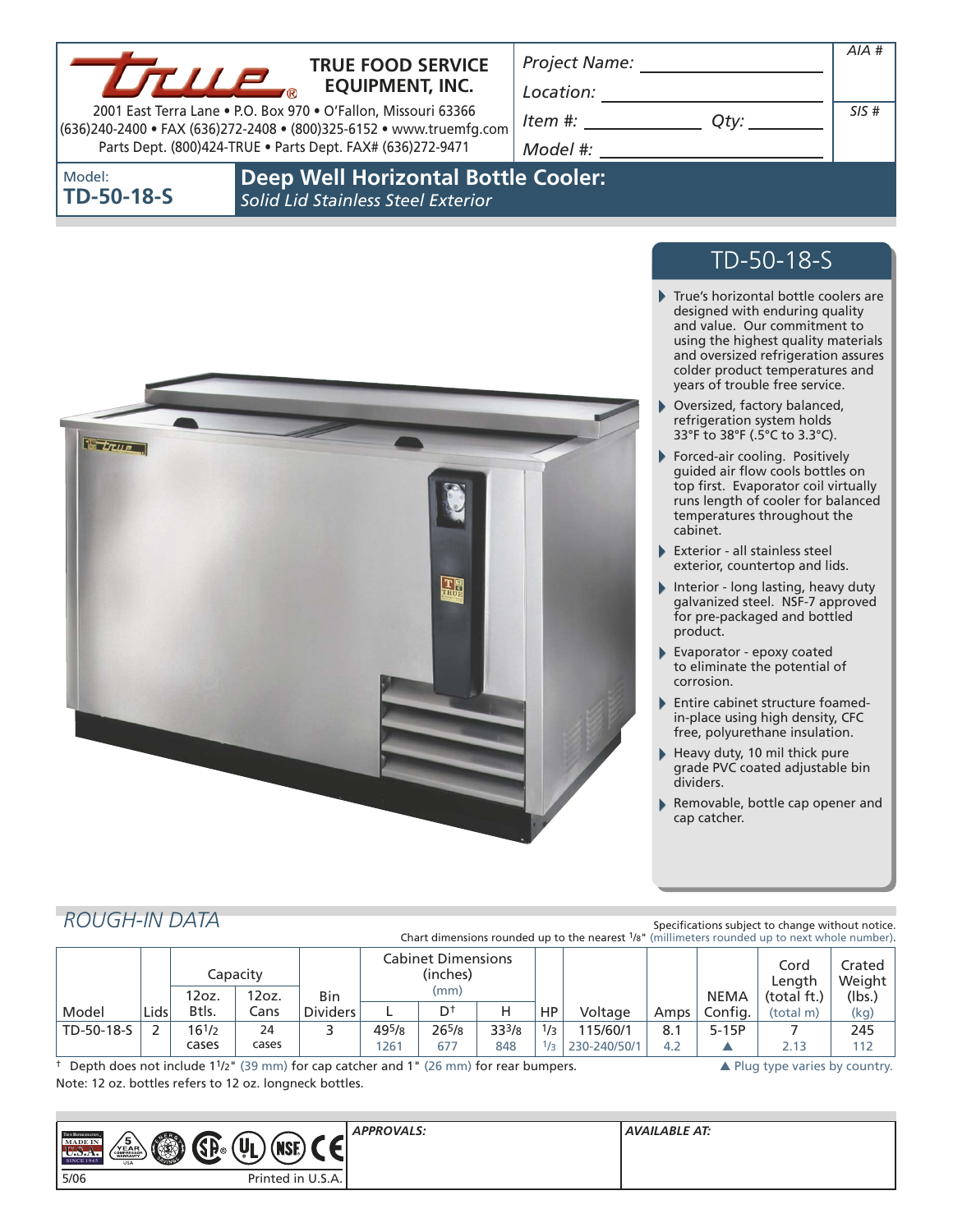**TRUE FOOD SERVICE EQUIPMENT, INC.**

2001 East Terra Lane • P.O. Box 970 • O'Fallon, Missouri 63366
(636)240-2400 • FAX (636)272-2408 • (800)325-6152 • www.truemfg.com
Parts Dept. (800)424-TRUE • Parts Dept. FAX# (636)272-9471

*Project Name:* ______________________

*Location:* ______________________

*Item #:* ____________ *Qty:* __________

*Model #:* ______________________

*AIA #*

*SIS #*

Model:
**TD-50-18-S**

# Deep Well Horizontal Bottle Cooler:
*Solid Lid Stainless Steel Exterior*

## TD-50-18-S

- True's horizontal bottle coolers are designed with enduring quality and value. Our commitment to using the highest quality materials and oversized refrigeration assures colder product temperatures and years of trouble free service.
- Oversized, factory balanced, refrigeration system holds 33°F to 38°F (.5°C to 3.3°C).
- Forced-air cooling. Positively guided air flow cools bottles on top first. Evaporator coil virtually runs length of cooler for balanced temperatures throughout the cabinet.
- Exterior - all stainless steel exterior, countertop and lids.
- Interior - long lasting, heavy duty galvanized steel. NSF-7 approved for pre-packaged and bottled product.
- Evaporator - epoxy coated to eliminate the potential of corrosion.
- Entire cabinet structure foamed-in-place using high density, CFC free, polyurethane insulation.
- Heavy duty, 10 mil thick pure grade PVC coated adjustable bin dividers.
- Removable, bottle cap opener and cap catcher.

## *ROUGH-IN DATA*

Specifications subject to change without notice.
Chart dimensions rounded up to the nearest 1/8" (millimeters rounded up to next whole number).

| Model | Lids | Capacity | | Bin Dividers | Cabinet Dimensions (inches) (mm) | | | HP | Voltage | Amps | NEMA Config. | Cord Length (total ft.) (total m) | Crated Weight (lbs.) (kg) |
|---|---|---|---|---|---|---|---|---|---|---|---|---|---|
| | | 12oz. Btls. | 12oz. Cans | | L | D† | H | | | | | | |
| TD-50-18-S | 2 | 16 1/2 cases | 24 cases | 3 | 49 5/8 | 26 5/8 | 33 3/8 | 1/3 | 115/60/1 | 8.1 | 5-15P | 7 | 245 |
| | | | | | 1261 | 677 | 848 | 1/3 | 230-240/50/1 | 4.2 | ▲ | 2.13 | 112 |

† Depth does not include 1 1/2" (39 mm) for cap catcher and 1" (26 mm) for rear bumpers.

▲ Plug type varies by country.

Note: 12 oz. bottles refers to 12 oz. longneck bottles.

*APPROVALS:*

*AVAILABLE AT:*

5/06 Printed in U.S.A.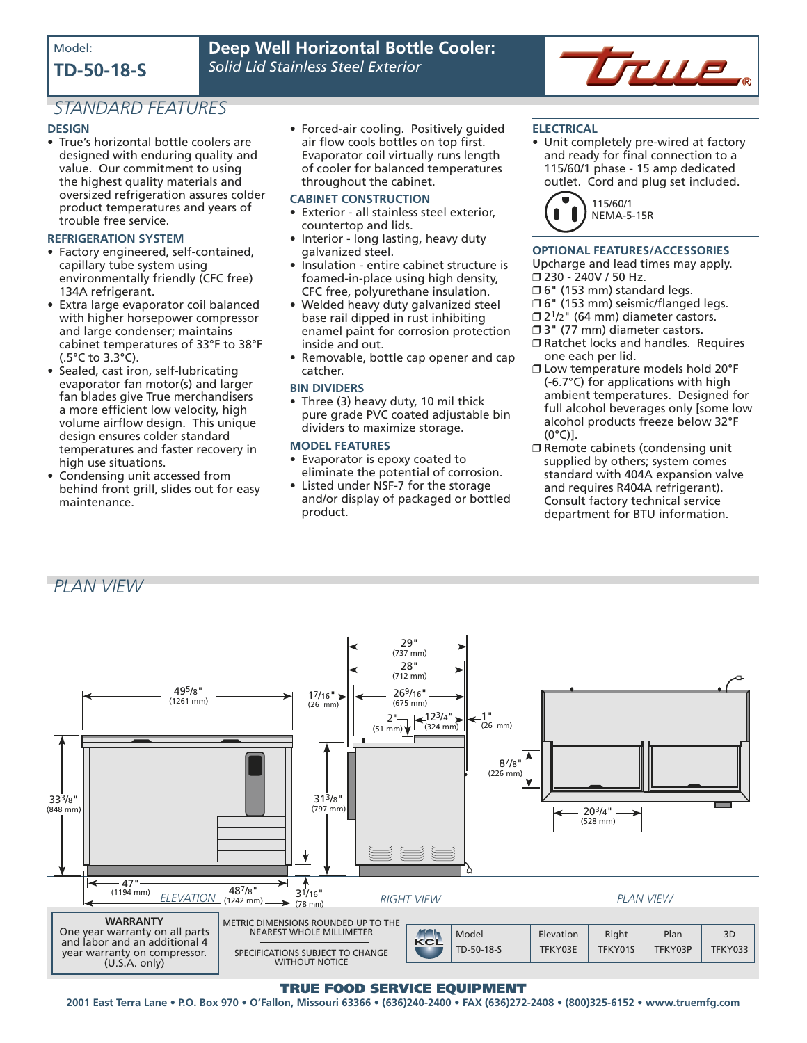Model:

**TD-50-18-S**

## Deep Well Horizontal Bottle Cooler:

*Solid Lid Stainless Steel Exterior*

## STANDARD FEATURES

### DESIGN

- True's horizontal bottle coolers are designed with enduring quality and value. Our commitment to using the highest quality materials and oversized refrigeration assures colder product temperatures and years of trouble free service.

### REFRIGERATION SYSTEM

- Factory engineered, self-contained, capillary tube system using environmentally friendly (CFC free) 134A refrigerant.
- Extra large evaporator coil balanced with higher horsepower compressor and large condenser; maintains cabinet temperatures of 33°F to 38°F (.5°C to 3.3°C).
- Sealed, cast iron, self-lubricating evaporator fan motor(s) and larger fan blades give True merchandisers a more efficient low velocity, high volume airflow design. This unique design ensures colder standard temperatures and faster recovery in high use situations.
- Condensing unit accessed from behind front grill, slides out for easy maintenance.
- Forced-air cooling. Positively guided air flow cools bottles on top first. Evaporator coil virtually runs length of cooler for balanced temperatures throughout the cabinet.

### CABINET CONSTRUCTION

- Exterior - all stainless steel exterior, countertop and lids.
- Interior - long lasting, heavy duty galvanized steel.
- Insulation - entire cabinet structure is foamed-in-place using high density, CFC free, polyurethane insulation.
- Welded heavy duty galvanized steel base rail dipped in rust inhibiting enamel paint for corrosion protection inside and out.
- Removable, bottle cap opener and cap catcher.

### BIN DIVIDERS

- Three (3) heavy duty, 10 mil thick pure grade PVC coated adjustable bin dividers to maximize storage.

### MODEL FEATURES

- Evaporator is epoxy coated to eliminate the potential of corrosion.
- Listed under NSF-7 for the storage and/or display of packaged or bottled product.

### ELECTRICAL

- Unit completely pre-wired at factory and ready for final connection to a 115/60/1 phase - 15 amp dedicated outlet. Cord and plug set included.

115/60/1
NEMA-5-15R

### OPTIONAL FEATURES/ACCESSORIES

Upcharge and lead times may apply.

- ❒ 230 - 240V / 50 Hz.
- ❒ 6" (153 mm) standard legs.
- ❒ 6" (153 mm) seismic/flanged legs.
- ❒ 2½" (64 mm) diameter castors.
- ❒ 3" (77 mm) diameter castors.
- ❒ Ratchet locks and handles. Requires one each per lid.
- ❒ Low temperature models hold 20°F (-6.7°C) for applications with high ambient temperatures. Designed for full alcohol beverages only [some low alcohol products freeze below 32°F (0°C)].
- ❒ Remote cabinets (condensing unit supplied by others; system comes standard with 404A expansion valve and requires R404A refrigerant). Consult factory technical service department for BTU information.

## PLAN VIEW

49⅝" (1261 mm)
33⅜" (848 mm)
47" (1194 mm)
48⅞" (1242 mm)
ELEVATION

29" (737 mm)
28" (712 mm)
1 7/16" (26 mm)
26 9/16" (675 mm)
2" (51 mm)
12¾" (324 mm)
1" (26 mm)
31⅜" (797 mm)
3 1/16" (78 mm)
8⅞" (226 mm)
RIGHT VIEW

20¾" (528 mm)
PLAN VIEW

**WARRANTY**
One year warranty on all parts and labor and an additional 4 year warranty on compressor. (U.S.A. only)

METRIC DIMENSIONS ROUNDED UP TO THE NEAREST WHOLE MILLIMETER

SPECIFICATIONS SUBJECT TO CHANGE WITHOUT NOTICE

| Model | Elevation | Right | Plan | 3D |
|---|---|---|---|---|
| TD-50-18-S | TFKY03E | TFKY01S | TFKY03P | TFKY033 |

**TRUE FOOD SERVICE EQUIPMENT**

2001 East Terra Lane • P.O. Box 970 • O'Fallon, Missouri 63366 • (636)240-2400 • FAX (636)272-2408 • (800)325-6152 • www.truemfg.com